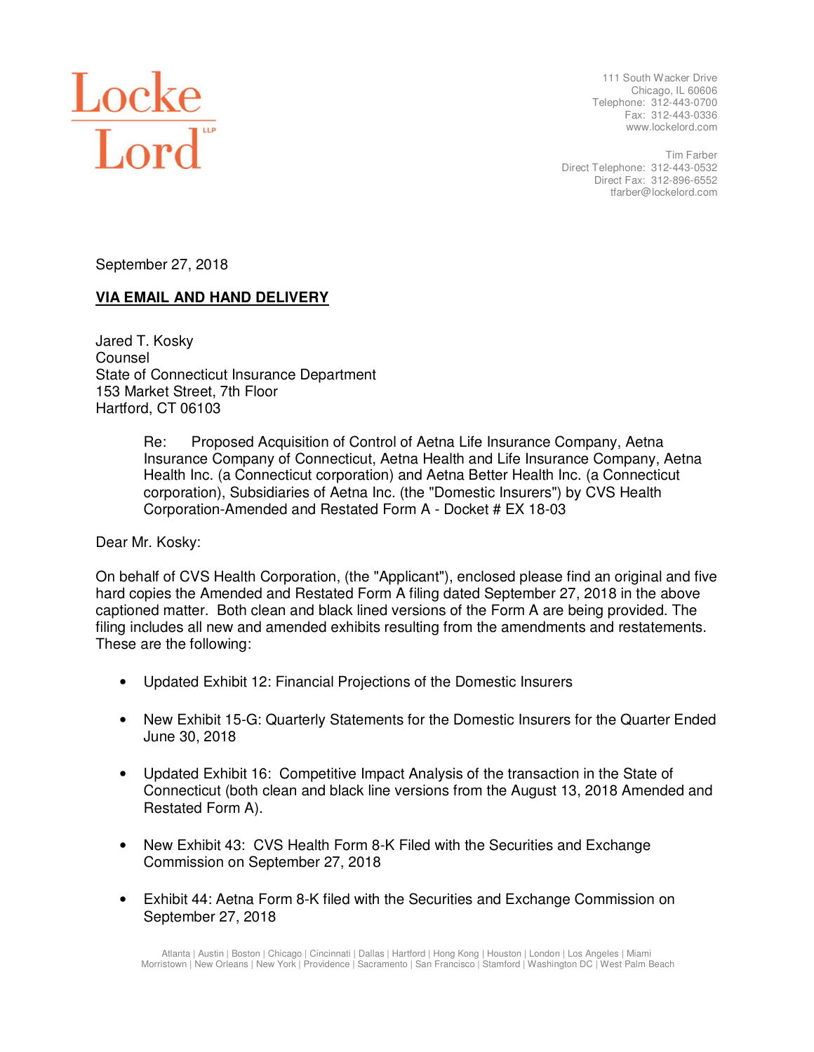Locke Lord LLP

111 South Wacker Drive
Chicago, IL 60606
Telephone: 312-443-0700
Fax: 312-443-0336
www.lockelord.com

Tim Farber
Direct Telephone: 312-443-0532
Direct Fax: 312-896-6552
tfarber@lockelord.com

September 27, 2018

**VIA EMAIL AND HAND DELIVERY**

Jared T. Kosky
Counsel
State of Connecticut Insurance Department
153 Market Street, 7th Floor
Hartford, CT 06103

> Re: Proposed Acquisition of Control of Aetna Life Insurance Company, Aetna Insurance Company of Connecticut, Aetna Health and Life Insurance Company, Aetna Health Inc. (a Connecticut corporation) and Aetna Better Health Inc. (a Connecticut corporation), Subsidiaries of Aetna Inc. (the "Domestic Insurers") by CVS Health Corporation-Amended and Restated Form A - Docket # EX 18-03

Dear Mr. Kosky:

On behalf of CVS Health Corporation, (the "Applicant"), enclosed please find an original and five hard copies the Amended and Restated Form A filing dated September 27, 2018 in the above captioned matter. Both clean and black lined versions of the Form A are being provided. The filing includes all new and amended exhibits resulting from the amendments and restatements. These are the following:

- Updated Exhibit 12: Financial Projections of the Domestic Insurers
- New Exhibit 15-G: Quarterly Statements for the Domestic Insurers for the Quarter Ended June 30, 2018
- Updated Exhibit 16: Competitive Impact Analysis of the transaction in the State of Connecticut (both clean and black line versions from the August 13, 2018 Amended and Restated Form A).
- New Exhibit 43: CVS Health Form 8-K Filed with the Securities and Exchange Commission on September 27, 2018
- Exhibit 44: Aetna Form 8-K filed with the Securities and Exchange Commission on September 27, 2018

Atlanta | Austin | Boston | Chicago | Cincinnati | Dallas | Hartford | Hong Kong | Houston | London | Los Angeles | Miami
Morristown | New Orleans | New York | Providence | Sacramento | San Francisco | Stamford | Washington DC | West Palm Beach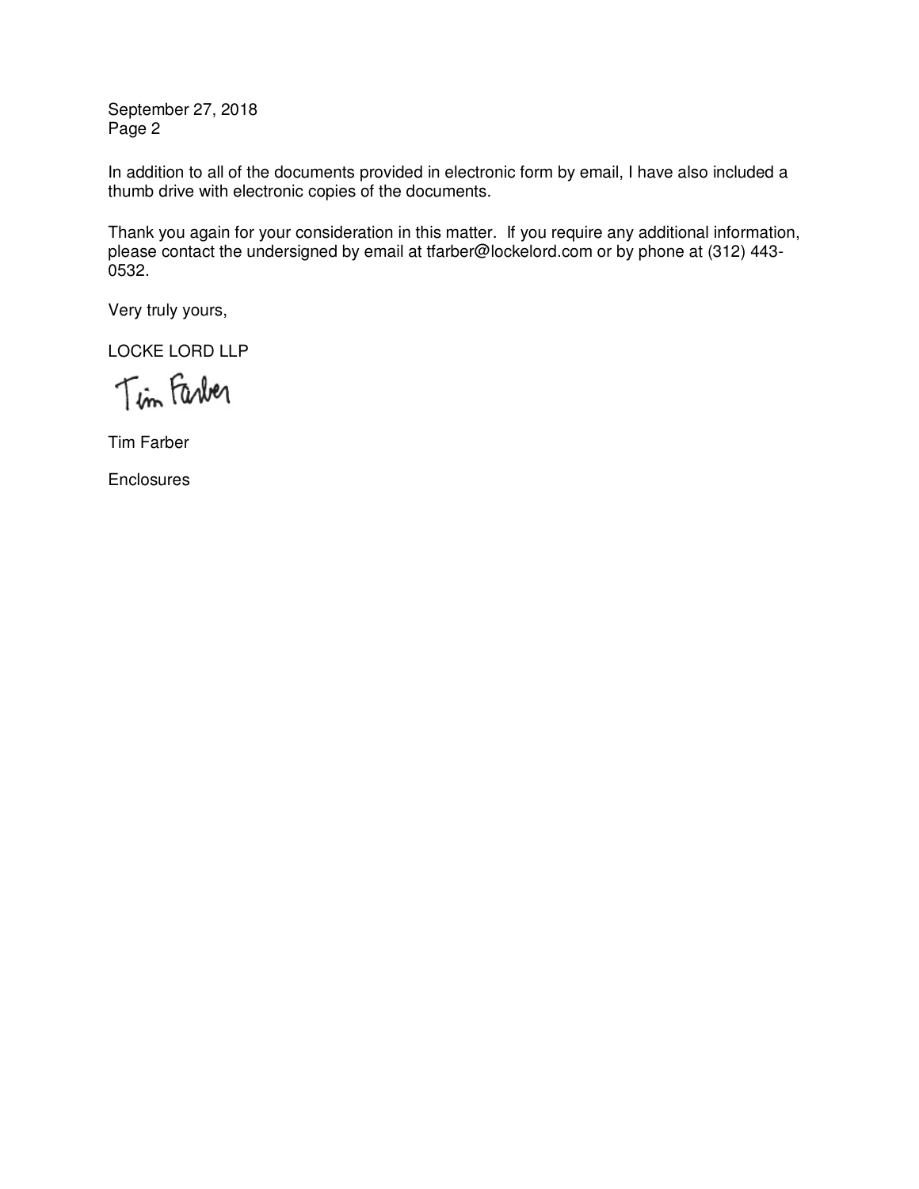September 27, 2018
Page 2

In addition to all of the documents provided in electronic form by email, I have also included a thumb drive with electronic copies of the documents.

Thank you again for your consideration in this matter. If you require any additional information, please contact the undersigned by email at tfarber@lockelord.com or by phone at (312) 443-0532.

Very truly yours,

LOCKE LORD LLP

Tim Farber

Tim Farber

Enclosures